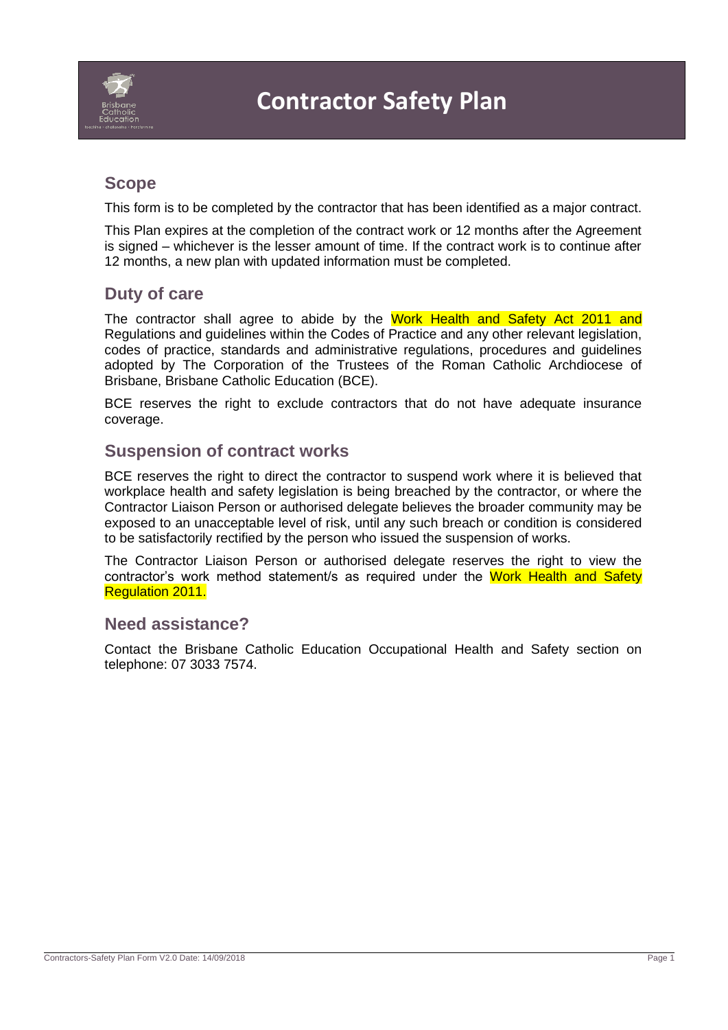# Contractor Safety Plan

## Scope

This form is to be completed by the contractor that has been identified as a major contract.

This Plan expires at the completion of the contract work or 12 months after the Agreement is signed – whichever is the lesser amount of time. If the contract work is to continue after 12 months, a new plan with updated information must be completed.

## Duty of care

The contractor shall agree to abide by the Work Health and Safety Act 2011 and Regulations and guidelines within the Codes of Practice and any other relevant legislation, codes of practice, standards and administrative regulations, procedures and guidelines adopted by The Corporation of the Trustees of the Roman Catholic Archdiocese of Brisbane, Brisbane Catholic Education (BCE).

BCE reserves the right to exclude contractors that do not have adequate insurance coverage.

## Suspension of contract works

BCE reserves the right to direct the contractor to suspend work where it is believed that workplace health and safety legislation is being breached by the contractor, or where the Contractor Liaison Person or authorised delegate believes the broader community may be exposed to an unacceptable level of risk, until any such breach or condition is considered to be satisfactorily rectified by the person who issued the suspension of works.

The Contractor Liaison Person or authorised delegate reserves the right to view the contractor's work method statement/s as required under the Work Health and Safety Regulation 2011.

## Need assistance?

Contact the Brisbane Catholic Education Occupational Health and Safety section on telephone: 07 3033 7574.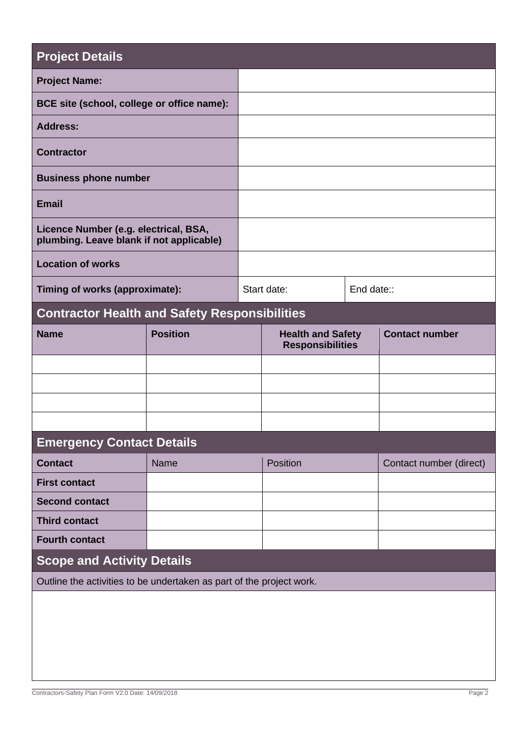## Project Details

| | | |
|---|---|---|
| **Project Name:** | | |
| **BCE site (school, college or office name):** | | |
| **Address:** | | |
| **Contractor** | | |
| **Business phone number** | | |
| **Email** | | |
| **Licence Number (e.g. electrical, BSA, plumbing. Leave blank if not applicable)** | | |
| **Location of works** | | |
| **Timing of works (approximate):** | Start date: | End date:: |

## Contractor Health and Safety Responsibilities

| **Name** | **Position** | **Health and Safety Responsibilities** | **Contact number** |
|---|---|---|---|
| | | | |
| | | | |
| | | | |
| | | | |

## Emergency Contact Details

| **Contact** | Name | Position | Contact number (direct) |
|---|---|---|---|
| **First contact** | | | |
| **Second contact** | | | |
| **Third contact** | | | |
| **Fourth contact** | | | |

## Scope and Activity Details

Outline the activities to be undertaken as part of the project work.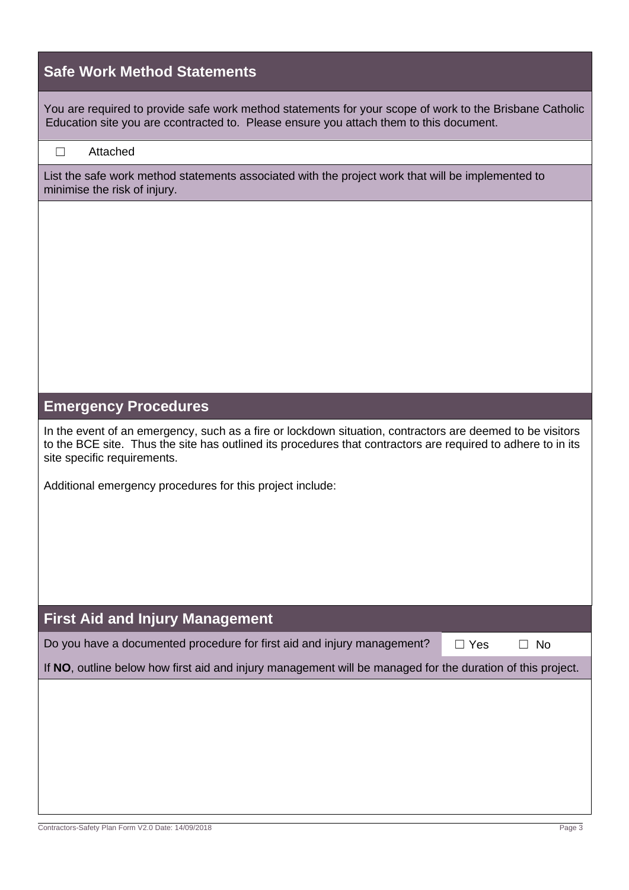## Safe Work Method Statements

You are required to provide safe work method statements for your scope of work to the Brisbane Catholic Education site you are ccontracted to. Please ensure you attach them to this document.

☐ Attached

List the safe work method statements associated with the project work that will be implemented to minimise the risk of injury.

## Emergency Procedures

In the event of an emergency, such as a fire or lockdown situation, contractors are deemed to be visitors to the BCE site. Thus the site has outlined its procedures that contractors are required to adhere to in its site specific requirements.

Additional emergency procedures for this project include:

## First Aid and Injury Management

| Do you have a documented procedure for first aid and injury management? | ☐ Yes ☐ No |
| --- | --- |

If **NO**, outline below how first aid and injury management will be managed for the duration of this project.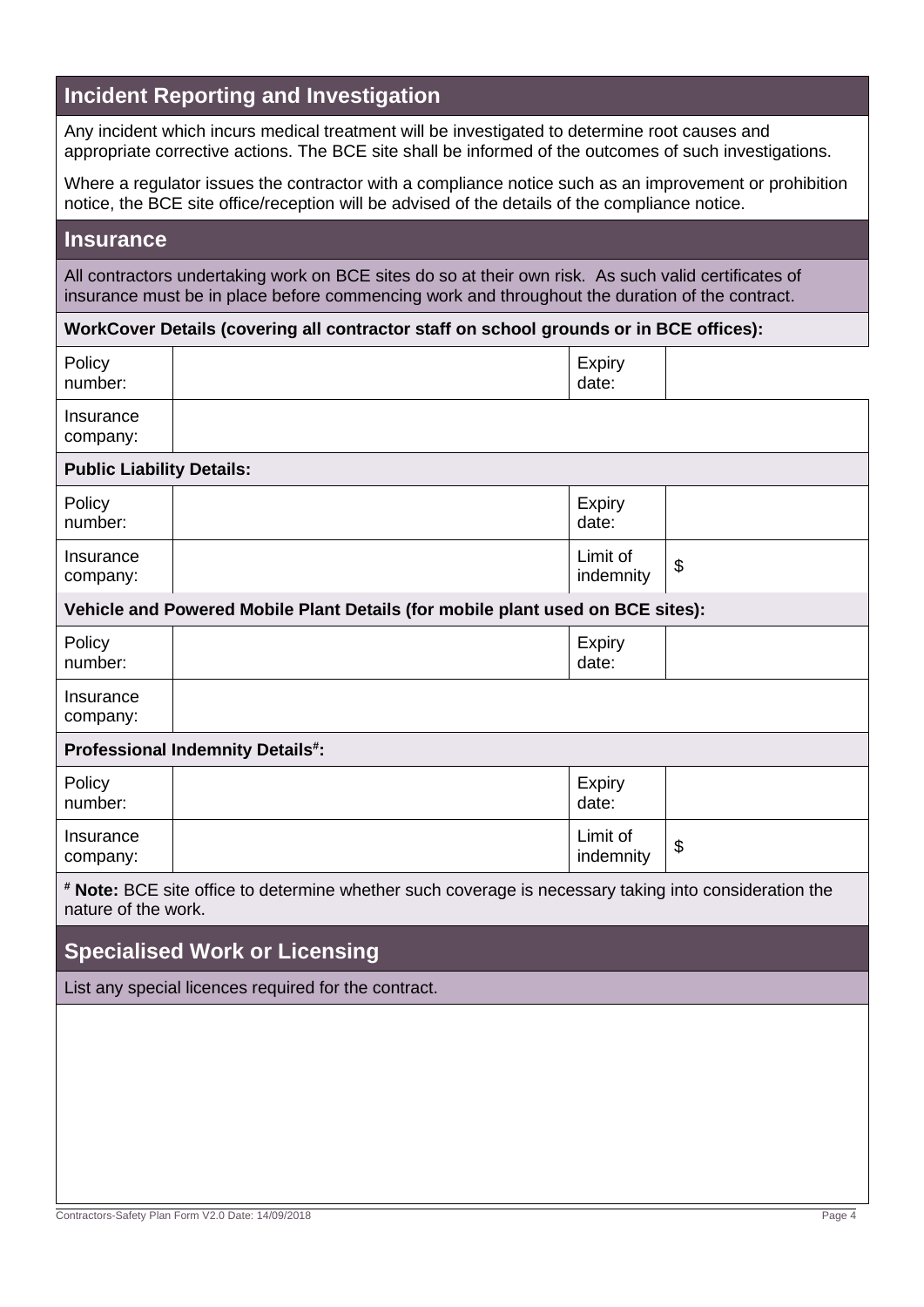## Incident Reporting and Investigation

Any incident which incurs medical treatment will be investigated to determine root causes and appropriate corrective actions. The BCE site shall be informed of the outcomes of such investigations.

Where a regulator issues the contractor with a compliance notice such as an improvement or prohibition notice, the BCE site office/reception will be advised of the details of the compliance notice.

## Insurance

All contractors undertaking work on BCE sites do so at their own risk. As such valid certificates of insurance must be in place before commencing work and throughout the duration of the contract.

**WorkCover Details (covering all contractor staff on school grounds or in BCE offices):**

| | | | |
|---|---|---|---|
| Policy number: | | Expiry date: | |
| Insurance company: | | | |

**Public Liability Details:**

| | | | |
|---|---|---|---|
| Policy number: | | Expiry date: | |
| Insurance company: | | Limit of indemnity | $ |

**Vehicle and Powered Mobile Plant Details (for mobile plant used on BCE sites):**

| | | | |
|---|---|---|---|
| Policy number: | | Expiry date: | |
| Insurance company: | | | |

**Professional Indemnity Details[#]:**

| | | | |
|---|---|---|---|
| Policy number: | | Expiry date: | |
| Insurance company: | | Limit of indemnity | $ |

[#] **Note:** BCE site office to determine whether such coverage is necessary taking into consideration the nature of the work.

## Specialised Work or Licensing

List any special licences required for the contract.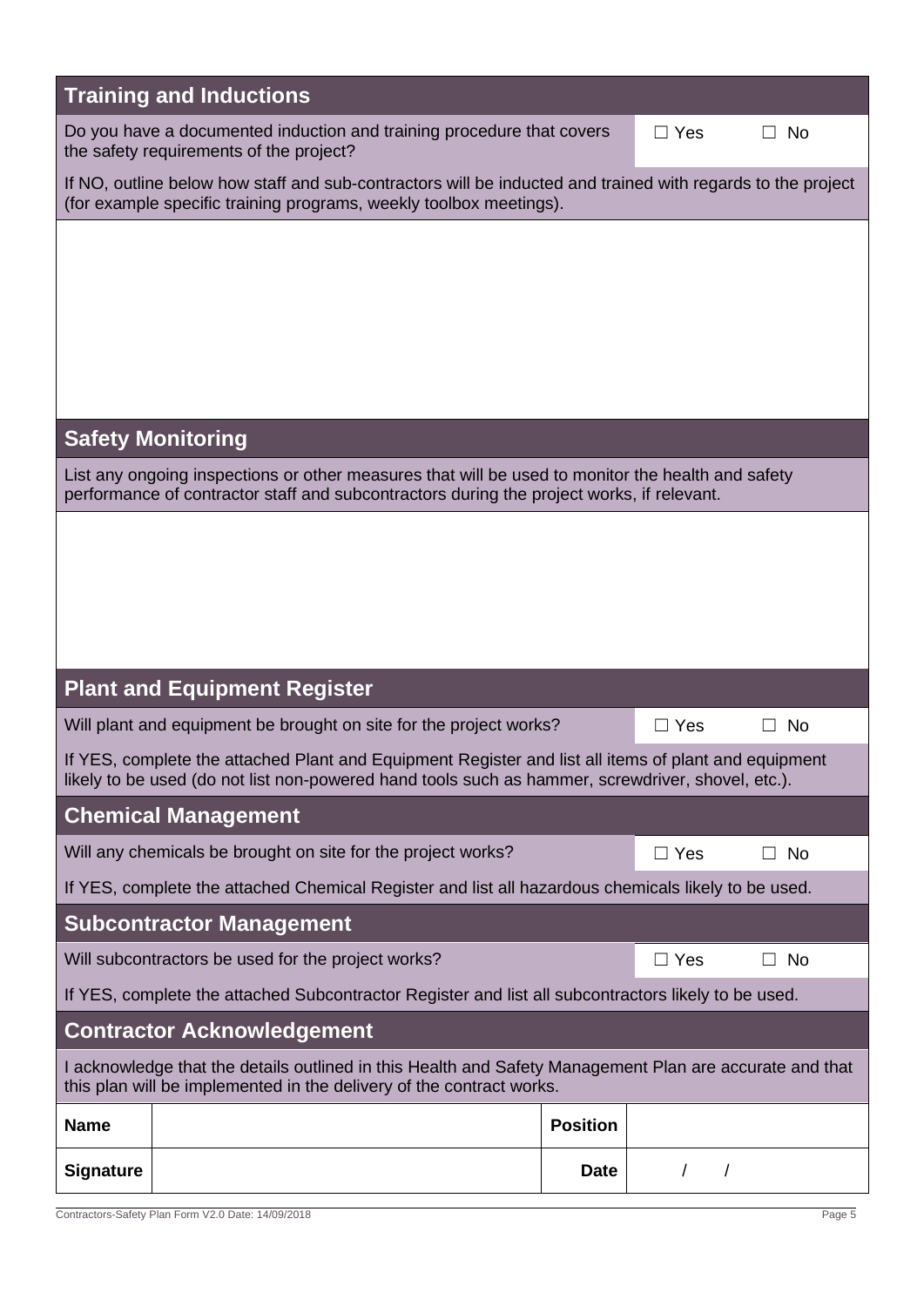## Training and Inductions

Do you have a documented induction and training procedure that covers the safety requirements of the project? ☐ Yes ☐ No

If NO, outline below how staff and sub-contractors will be inducted and trained with regards to the project (for example specific training programs, weekly toolbox meetings).

## Safety Monitoring

List any ongoing inspections or other measures that will be used to monitor the health and safety performance of contractor staff and subcontractors during the project works, if relevant.

## Plant and Equipment Register

Will plant and equipment be brought on site for the project works? ☐ Yes ☐ No

If YES, complete the attached Plant and Equipment Register and list all items of plant and equipment likely to be used (do not list non-powered hand tools such as hammer, screwdriver, shovel, etc.).

## Chemical Management

Will any chemicals be brought on site for the project works? ☐ Yes ☐ No

If YES, complete the attached Chemical Register and list all hazardous chemicals likely to be used.

## Subcontractor Management

Will subcontractors be used for the project works? ☐ Yes ☐ No

If YES, complete the attached Subcontractor Register and list all subcontractors likely to be used.

## Contractor Acknowledgement

I acknowledge that the details outlined in this Health and Safety Management Plan are accurate and that this plan will be implemented in the delivery of the contract works.

| **Name** | | **Position** | |
|---|---|---|---|
| **Signature** | | **Date** | / / |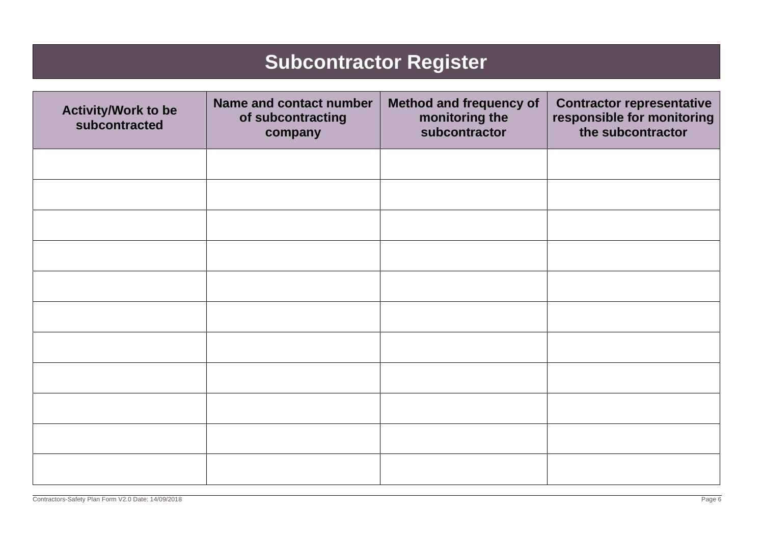# Subcontractor Register

| Activity/Work to be subcontracted | Name and contact number of subcontracting company | Method and frequency of monitoring the subcontractor | Contractor representative responsible for monitoring the subcontractor |
|---|---|---|---|
| | | | |
| | | | |
| | | | |
| | | | |
| | | | |
| | | | |
| | | | |
| | | | |
| | | | |
| | | | |
| | | | |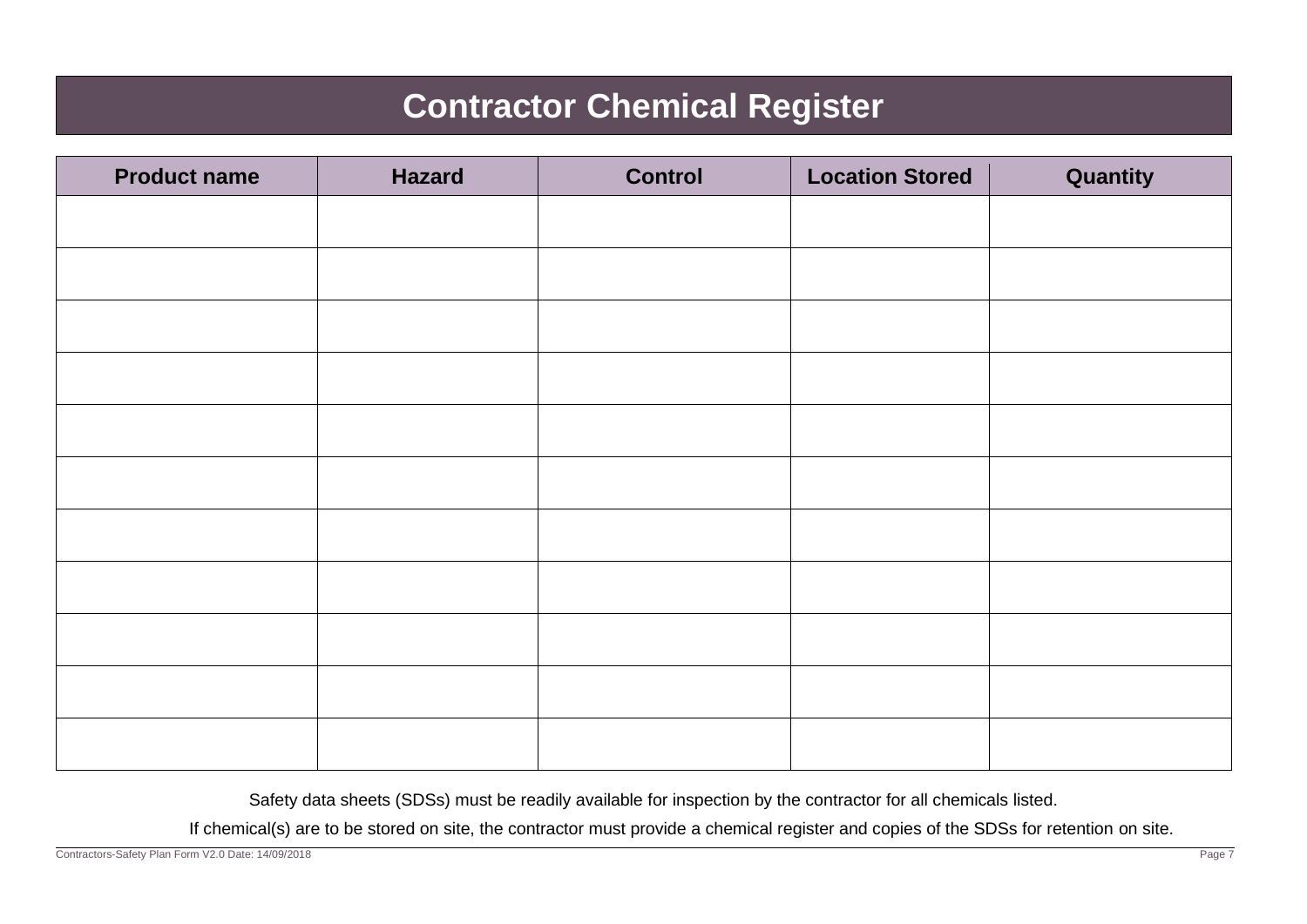# Contractor Chemical Register

| Product name | Hazard | Control | Location Stored | Quantity |
|---|---|---|---|---|
| | | | | |
| | | | | |
| | | | | |
| | | | | |
| | | | | |
| | | | | |
| | | | | |
| | | | | |
| | | | | |
| | | | | |
| | | | | |

Safety data sheets (SDSs) must be readily available for inspection by the contractor for all chemicals listed.

If chemical(s) are to be stored on site, the contractor must provide a chemical register and copies of the SDSs for retention on site.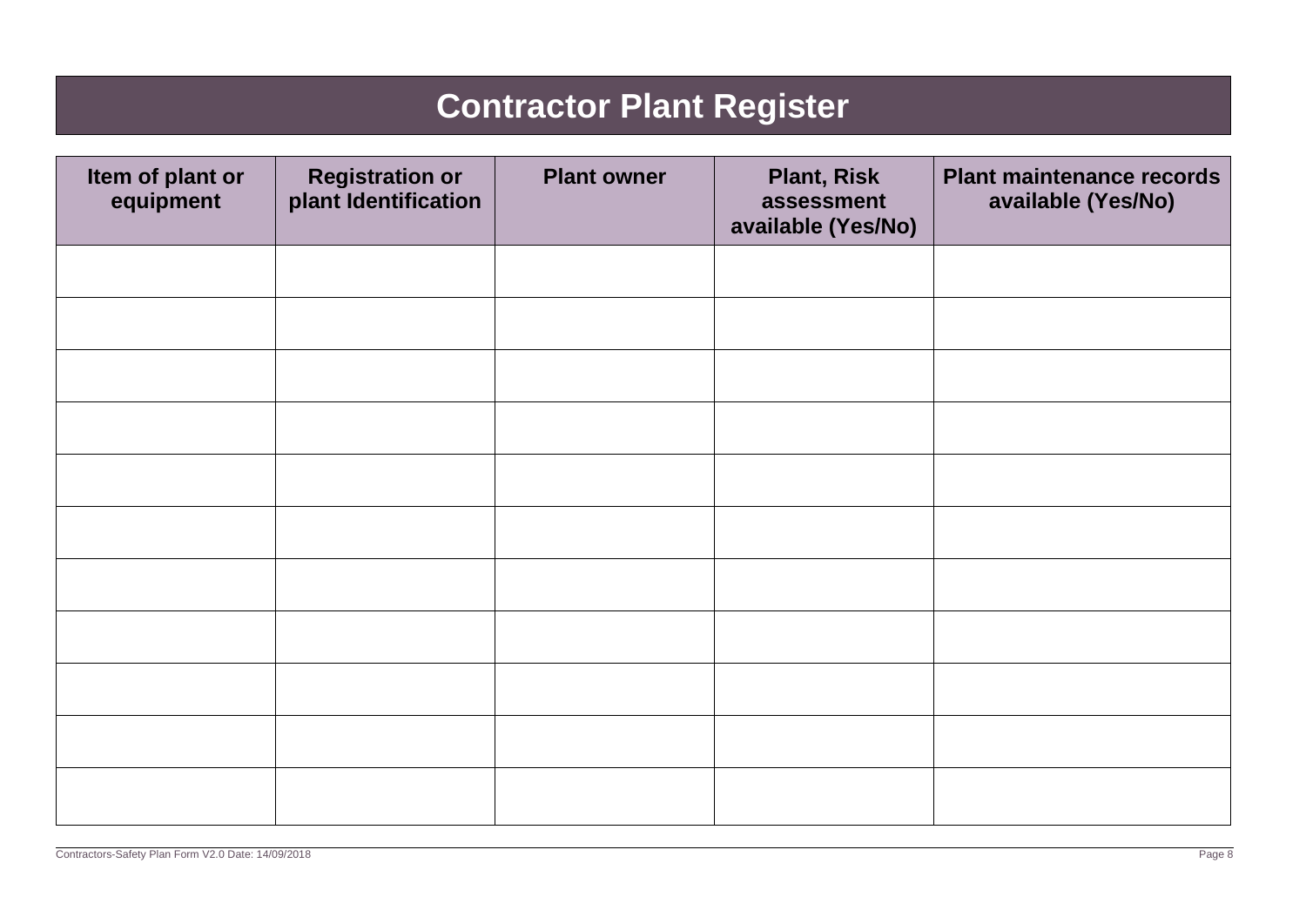# Contractor Plant Register

| Item of plant or equipment | Registration or plant Identification | Plant owner | Plant, Risk assessment available (Yes/No) | Plant maintenance records available (Yes/No) |
|---|---|---|---|---|
| | | | | |
| | | | | |
| | | | | |
| | | | | |
| | | | | |
| | | | | |
| | | | | |
| | | | | |
| | | | | |
| | | | | |
| | | | | |